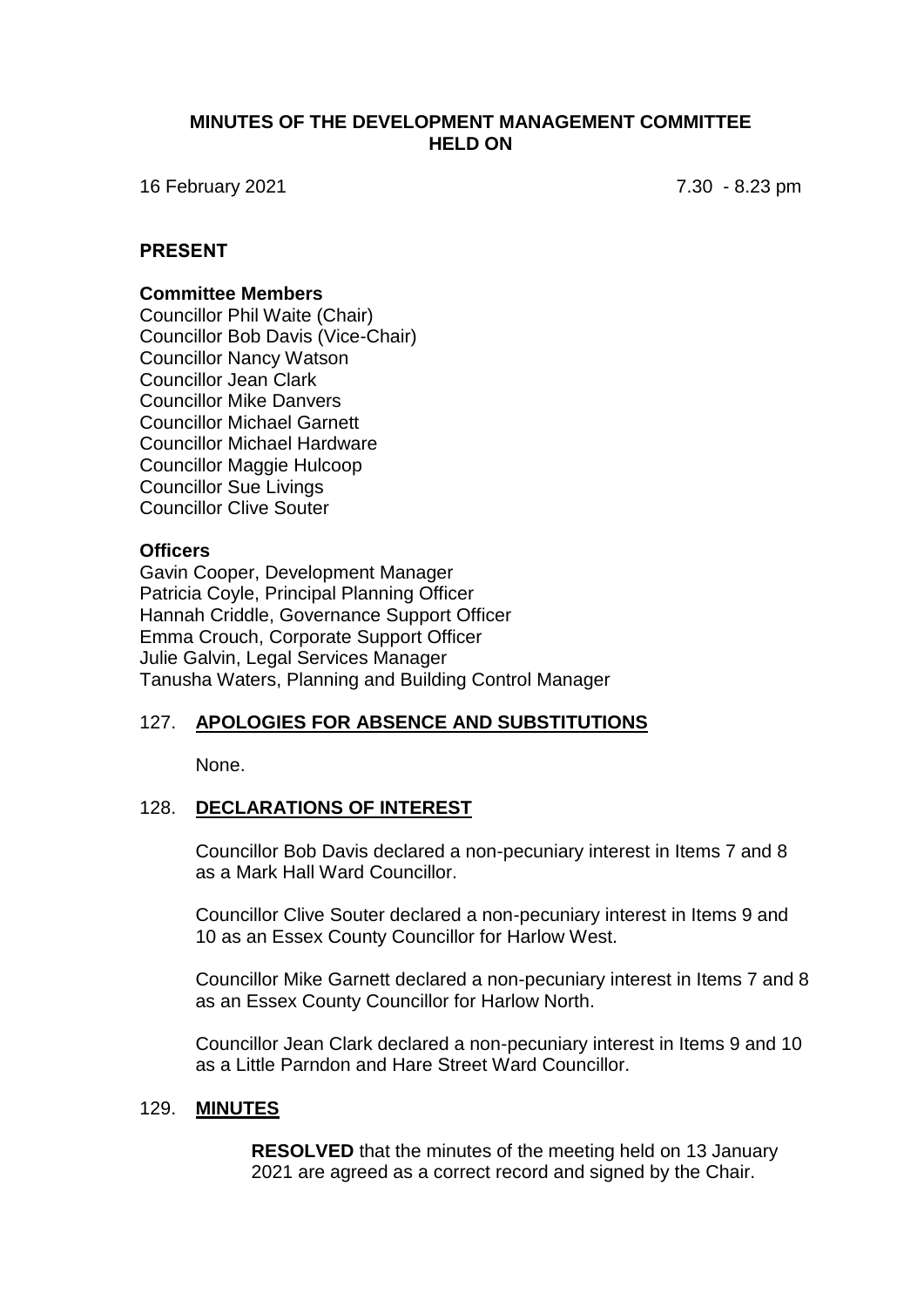# MINUTES OF THE DEVELOPMENT MANAGEMENT COMMITTEE HELD ON

16 February 2021 7.30 - 8.23 pm

## PRESENT

### Committee Members

Councillor Phil Waite (Chair)
Councillor Bob Davis (Vice-Chair)
Councillor Nancy Watson
Councillor Jean Clark
Councillor Mike Danvers
Councillor Michael Garnett
Councillor Michael Hardware
Councillor Maggie Hulcoop
Councillor Sue Livings
Councillor Clive Souter

### Officers

Gavin Cooper, Development Manager
Patricia Coyle, Principal Planning Officer
Hannah Criddle, Governance Support Officer
Emma Crouch, Corporate Support Officer
Julie Galvin, Legal Services Manager
Tanusha Waters, Planning and Building Control Manager

## 127. APOLOGIES FOR ABSENCE AND SUBSTITUTIONS

None.

## 128. DECLARATIONS OF INTEREST

Councillor Bob Davis declared a non-pecuniary interest in Items 7 and 8 as a Mark Hall Ward Councillor.

Councillor Clive Souter declared a non-pecuniary interest in Items 9 and 10 as an Essex County Councillor for Harlow West.

Councillor Mike Garnett declared a non-pecuniary interest in Items 7 and 8 as an Essex County Councillor for Harlow North.

Councillor Jean Clark declared a non-pecuniary interest in Items 9 and 10 as a Little Parndon and Hare Street Ward Councillor.

## 129. MINUTES

**RESOLVED** that the minutes of the meeting held on 13 January 2021 are agreed as a correct record and signed by the Chair.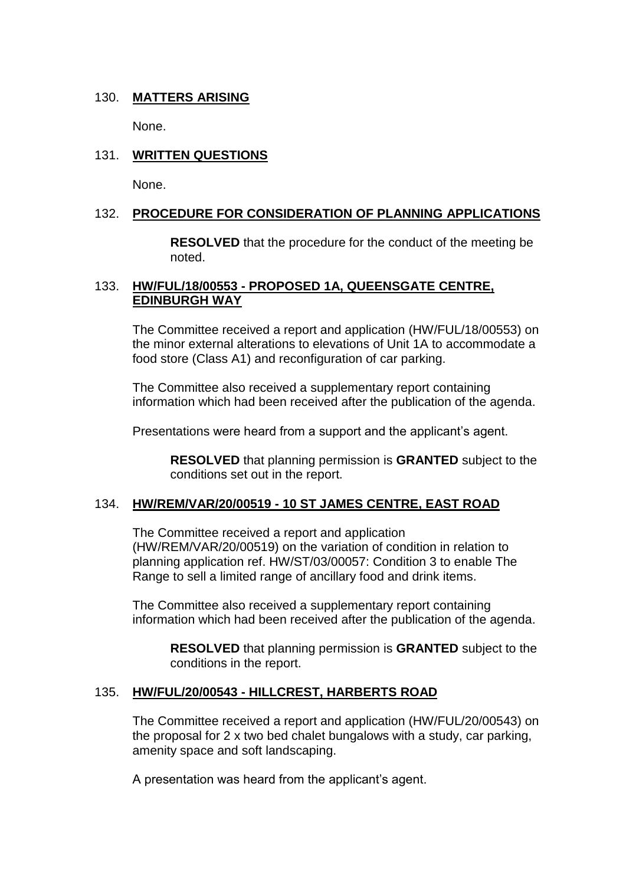130. **MATTERS ARISING**

None.

131. **WRITTEN QUESTIONS**

None.

132. **PROCEDURE FOR CONSIDERATION OF PLANNING APPLICATIONS**

> **RESOLVED** that the procedure for the conduct of the meeting be noted.

133. **HW/FUL/18/00553 - PROPOSED 1A, QUEENSGATE CENTRE, EDINBURGH WAY**

The Committee received a report and application (HW/FUL/18/00553) on the minor external alterations to elevations of Unit 1A to accommodate a food store (Class A1) and reconfiguration of car parking.

The Committee also received a supplementary report containing information which had been received after the publication of the agenda.

Presentations were heard from a support and the applicant's agent.

> **RESOLVED** that planning permission is **GRANTED** subject to the conditions set out in the report.

134. **HW/REM/VAR/20/00519 - 10 ST JAMES CENTRE, EAST ROAD**

The Committee received a report and application (HW/REM/VAR/20/00519) on the variation of condition in relation to planning application ref. HW/ST/03/00057: Condition 3 to enable The Range to sell a limited range of ancillary food and drink items.

The Committee also received a supplementary report containing information which had been received after the publication of the agenda.

> **RESOLVED** that planning permission is **GRANTED** subject to the conditions in the report.

135. **HW/FUL/20/00543 - HILLCREST, HARBERTS ROAD**

The Committee received a report and application (HW/FUL/20/00543) on the proposal for 2 x two bed chalet bungalows with a study, car parking, amenity space and soft landscaping.

A presentation was heard from the applicant's agent.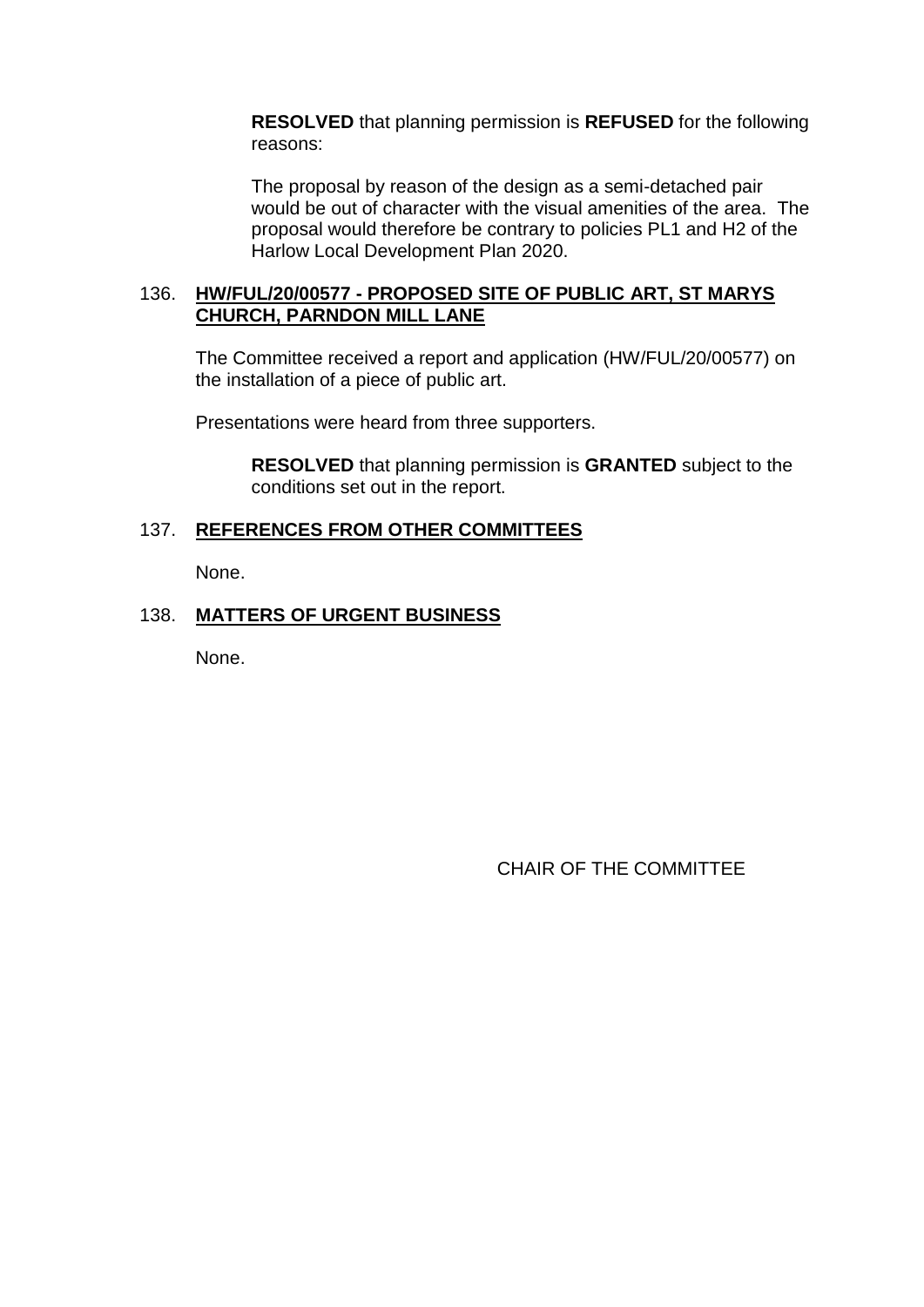**RESOLVED** that planning permission is **REFUSED** for the following reasons:

The proposal by reason of the design as a semi-detached pair would be out of character with the visual amenities of the area. The proposal would therefore be contrary to policies PL1 and H2 of the Harlow Local Development Plan 2020.

136. **HW/FUL/20/00577 - PROPOSED SITE OF PUBLIC ART, ST MARYS CHURCH, PARNDON MILL LANE**

The Committee received a report and application (HW/FUL/20/00577) on the installation of a piece of public art.

Presentations were heard from three supporters.

**RESOLVED** that planning permission is **GRANTED** subject to the conditions set out in the report.

137. **REFERENCES FROM OTHER COMMITTEES**

None.

138. **MATTERS OF URGENT BUSINESS**

None.

CHAIR OF THE COMMITTEE